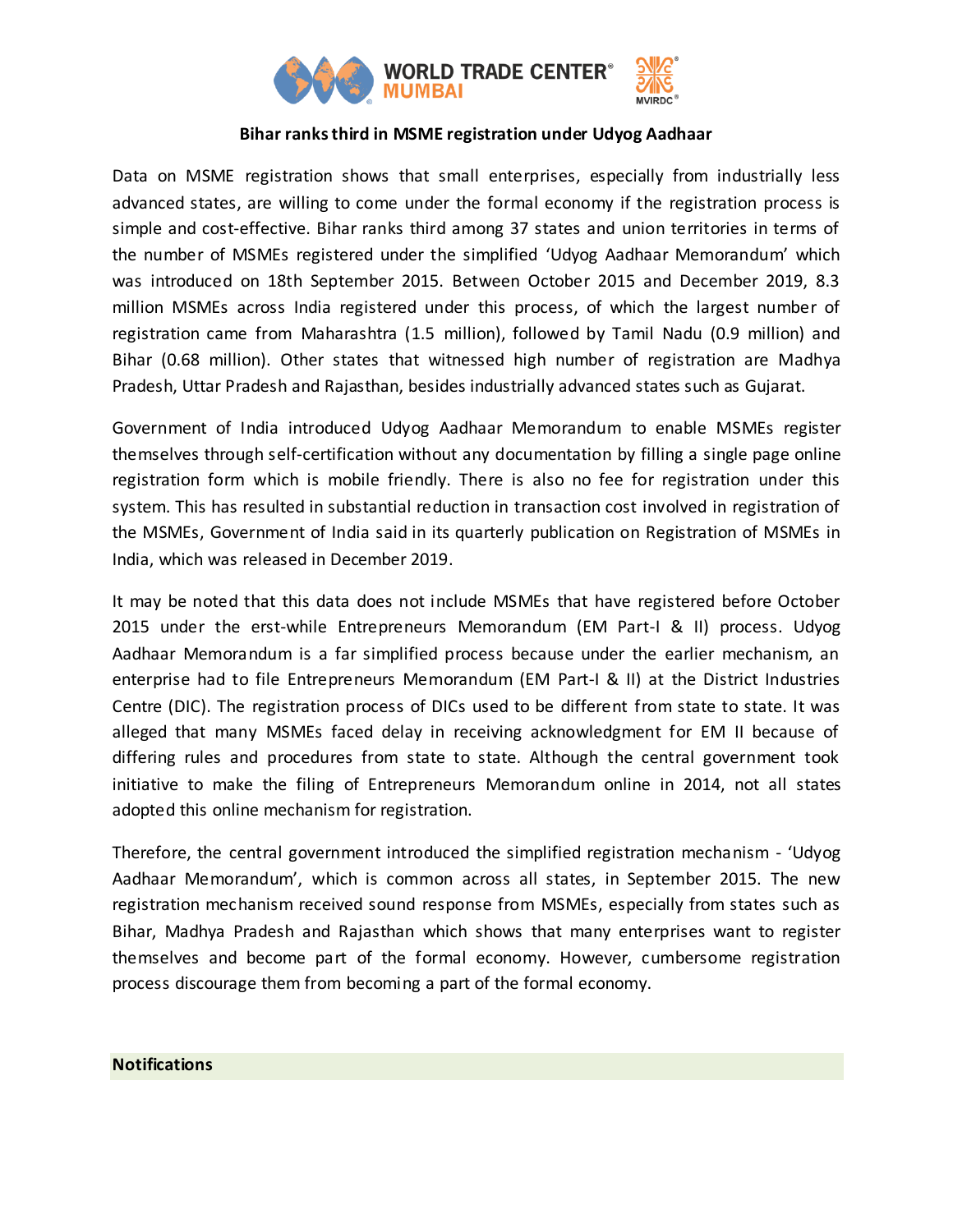## Bihar ranks third in MSME registration under Udyog Aadhaar

Data on MSME registration shows that small enterprises, especially from industrially less advanced states, are willing to come under the formal economy if the registration process is simple and cost-effective. Bihar ranks third among 37 states and union territories in terms of the number of MSMEs registered under the simplified 'Udyog Aadhaar Memorandum' which was introduced on 18th September 2015. Between October 2015 and December 2019, 8.3 million MSMEs across India registered under this process, of which the largest number of registration came from Maharashtra (1.5 million), followed by Tamil Nadu (0.9 million) and Bihar (0.68 million). Other states that witnessed high number of registration are Madhya Pradesh, Uttar Pradesh and Rajasthan, besides industrially advanced states such as Gujarat.

Government of India introduced Udyog Aadhaar Memorandum to enable MSMEs register themselves through self-certification without any documentation by filling a single page online registration form which is mobile friendly. There is also no fee for registration under this system. This has resulted in substantial reduction in transaction cost involved in registration of the MSMEs, Government of India said in its quarterly publication on Registration of MSMEs in India, which was released in December 2019.

It may be noted that this data does not include MSMEs that have registered before October 2015 under the erst-while Entrepreneurs Memorandum (EM Part-I & II) process. Udyog Aadhaar Memorandum is a far simplified process because under the earlier mechanism, an enterprise had to file Entrepreneurs Memorandum (EM Part-I & II) at the District Industries Centre (DIC). The registration process of DICs used to be different from state to state. It was alleged that many MSMEs faced delay in receiving acknowledgment for EM II because of differing rules and procedures from state to state. Although the central government took initiative to make the filing of Entrepreneurs Memorandum online in 2014, not all states adopted this online mechanism for registration.

Therefore, the central government introduced the simplified registration mechanism - 'Udyog Aadhaar Memorandum', which is common across all states, in September 2015. The new registration mechanism received sound response from MSMEs, especially from states such as Bihar, Madhya Pradesh and Rajasthan which shows that many enterprises want to register themselves and become part of the formal economy. However, cumbersome registration process discourage them from becoming a part of the formal economy.

**Notifications**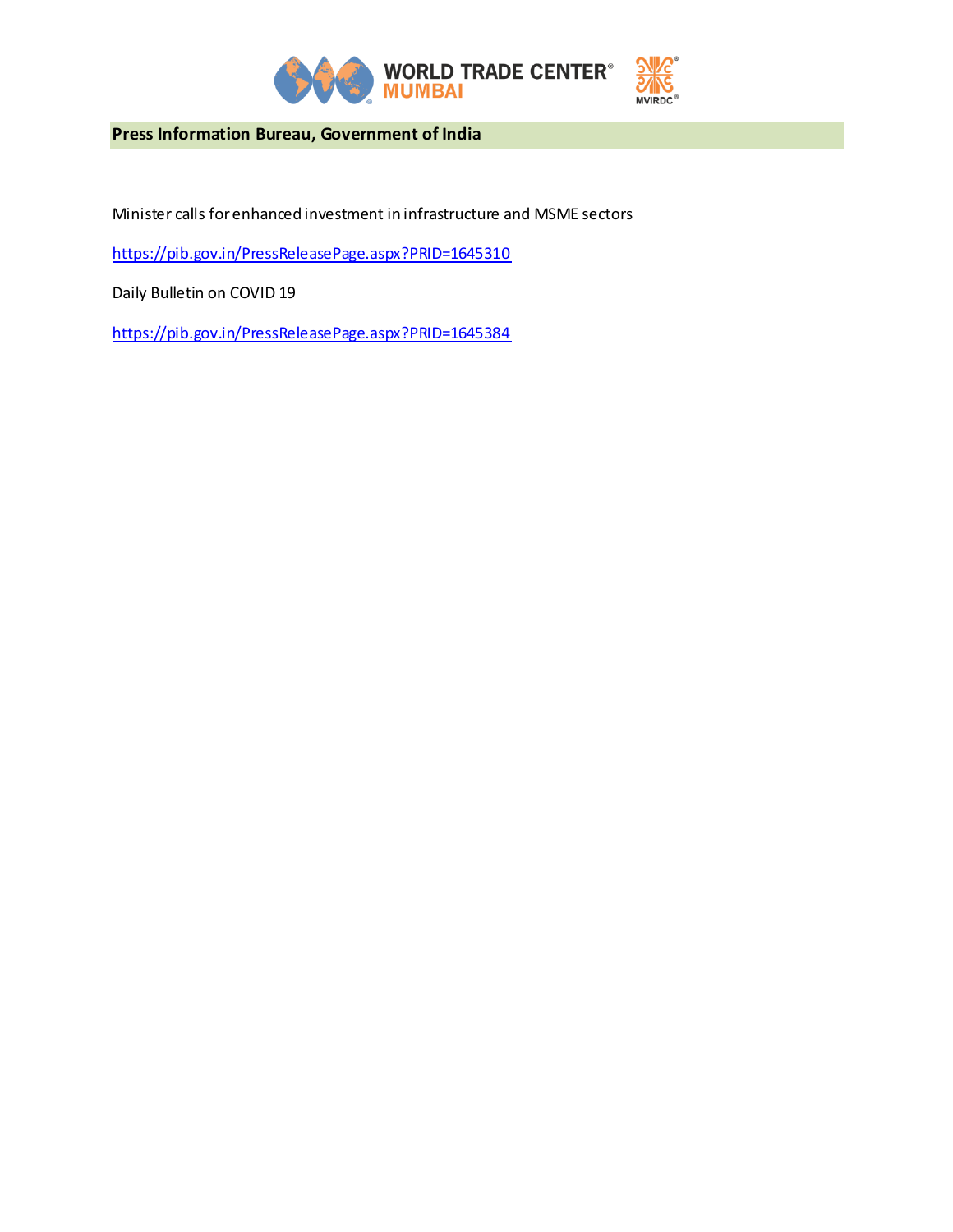**Press Information Bureau, Government of India**

Minister calls for enhanced investment in infrastructure and MSME sectors

https://pib.gov.in/PressReleasePage.aspx?PRID=1645310

Daily Bulletin on COVID 19

https://pib.gov.in/PressReleasePage.aspx?PRID=1645384